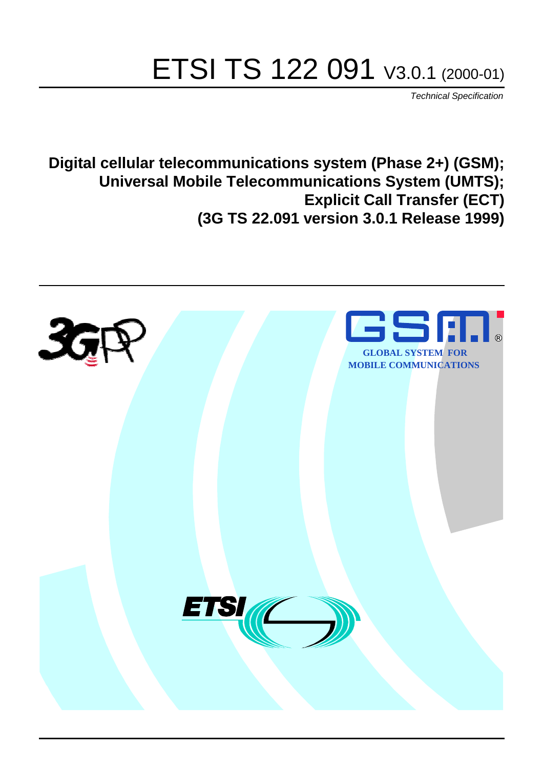# ETSI TS 122 091 V3.0.1 (2000-01)

*Technical Specification*

**Digital cellular telecommunications system (Phase 2+) (GSM); Universal Mobile Telecommunications System (UMTS); Explicit Call Transfer (ECT) (3G TS 22.091 version 3.0.1 Release 1999)**

GLOBAL SYSTEM FOR MOBILE COMMUNICATIONS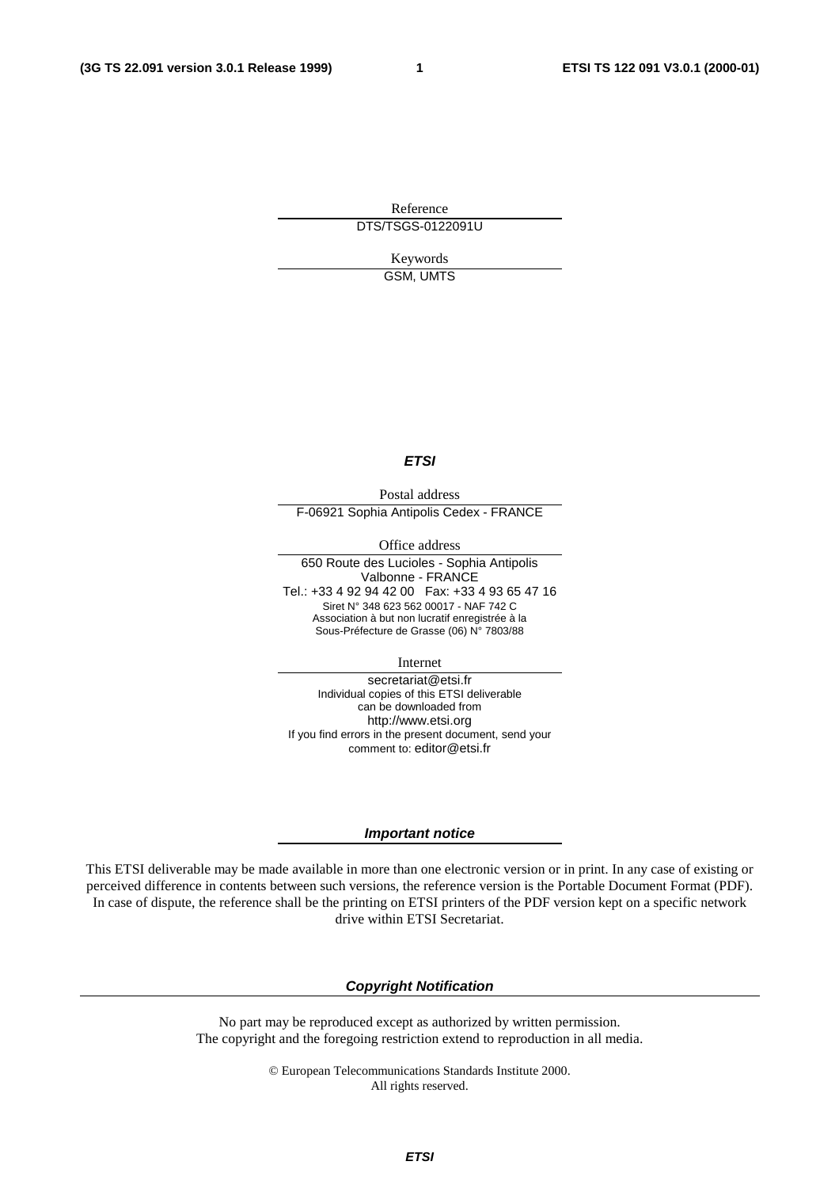Reference

DTS/TSGS-0122091U

Keywords

GSM, UMTS

***ETSI***

Postal address

F-06921 Sophia Antipolis Cedex - FRANCE

Office address

650 Route des Lucioles - Sophia Antipolis
Valbonne - FRANCE
Tel.: +33 4 92 94 42 00 Fax: +33 4 93 65 47 16
Siret N° 348 623 562 00017 - NAF 742 C
Association à but non lucratif enregistrée à la
Sous-Préfecture de Grasse (06) N° 7803/88

Internet

secretariat@etsi.fr
Individual copies of this ETSI deliverable
can be downloaded from
http://www.etsi.org
If you find errors in the present document, send your
comment to: editor@etsi.fr

***Important notice***

This ETSI deliverable may be made available in more than one electronic version or in print. In any case of existing or perceived difference in contents between such versions, the reference version is the Portable Document Format (PDF). In case of dispute, the reference shall be the printing on ETSI printers of the PDF version kept on a specific network drive within ETSI Secretariat.

***Copyright Notification***

No part may be reproduced except as authorized by written permission.
The copyright and the foregoing restriction extend to reproduction in all media.

© European Telecommunications Standards Institute 2000.
All rights reserved.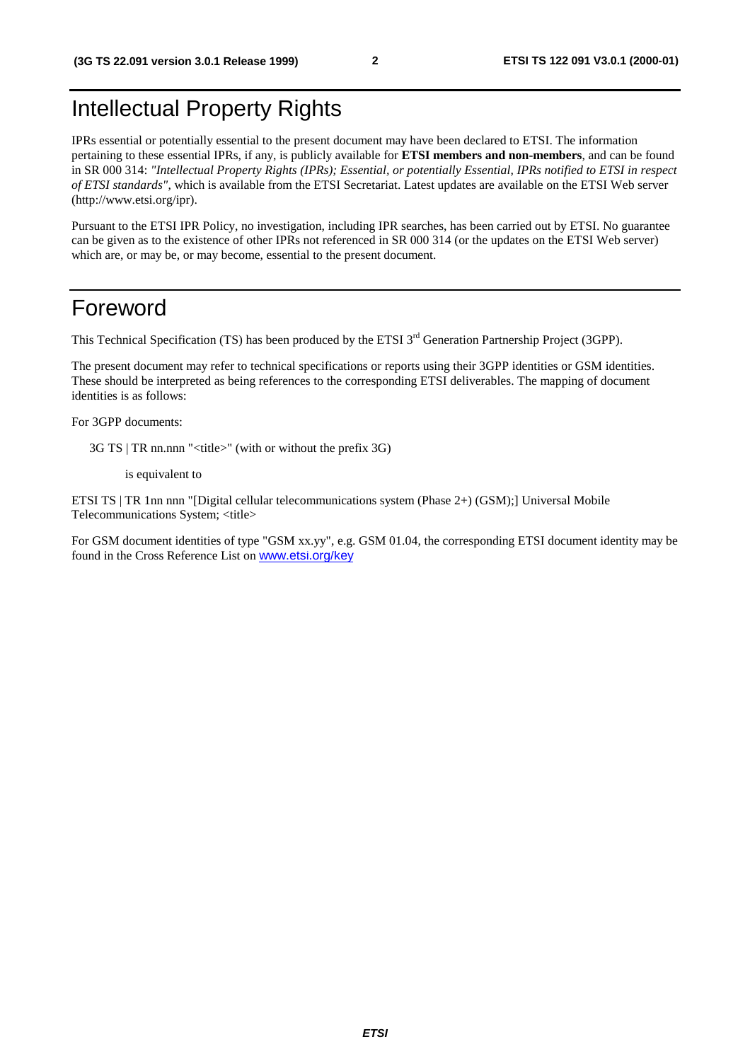# Intellectual Property Rights

IPRs essential or potentially essential to the present document may have been declared to ETSI. The information pertaining to these essential IPRs, if any, is publicly available for **ETSI members and non-members**, and can be found in SR 000 314: *"Intellectual Property Rights (IPRs); Essential, or potentially Essential, IPRs notified to ETSI in respect of ETSI standards"*, which is available from the ETSI Secretariat. Latest updates are available on the ETSI Web server (http://www.etsi.org/ipr).

Pursuant to the ETSI IPR Policy, no investigation, including IPR searches, has been carried out by ETSI. No guarantee can be given as to the existence of other IPRs not referenced in SR 000 314 (or the updates on the ETSI Web server) which are, or may be, or may become, essential to the present document.

# Foreword

This Technical Specification (TS) has been produced by the ETSI 3rd Generation Partnership Project (3GPP).

The present document may refer to technical specifications or reports using their 3GPP identities or GSM identities. These should be interpreted as being references to the corresponding ETSI deliverables. The mapping of document identities is as follows:

For 3GPP documents:

3G TS | TR nn.nnn "<title>" (with or without the prefix 3G)

is equivalent to

ETSI TS | TR 1nn nnn "[Digital cellular telecommunications system (Phase 2+) (GSM);] Universal Mobile Telecommunications System; <title>

For GSM document identities of type "GSM xx.yy", e.g. GSM 01.04, the corresponding ETSI document identity may be found in the Cross Reference List on www.etsi.org/key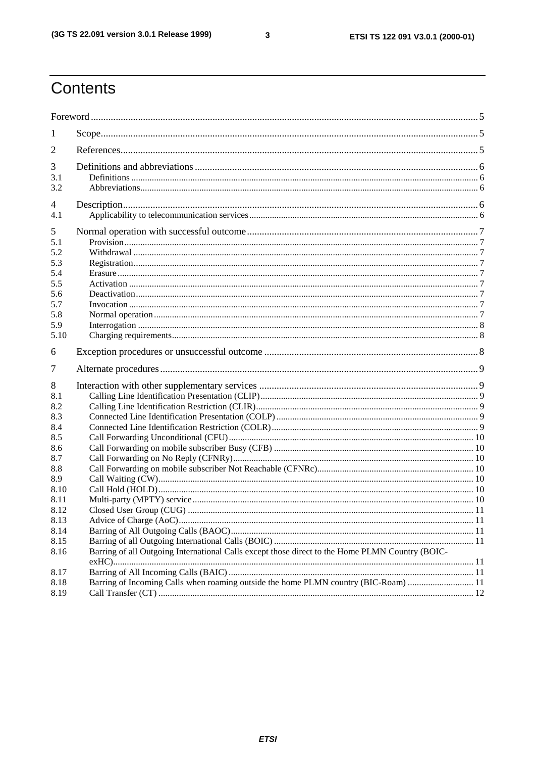# Contents

Foreword ... 5

1 Scope ... 5

2 References ... 5

3 Definitions and abbreviations ... 6
- 3.1 Definitions ... 6
- 3.2 Abbreviations ... 6

4 Description ... 6
- 4.1 Applicability to telecommunication services ... 6

5 Normal operation with successful outcome ... 7
- 5.1 Provision ... 7
- 5.2 Withdrawal ... 7
- 5.3 Registration ... 7
- 5.4 Erasure ... 7
- 5.5 Activation ... 7
- 5.6 Deactivation ... 7
- 5.7 Invocation ... 7
- 5.8 Normal operation ... 7
- 5.9 Interrogation ... 8
- 5.10 Charging requirements ... 8

6 Exception procedures or unsuccessful outcome ... 8

7 Alternate procedures ... 9

8 Interaction with other supplementary services ... 9
- 8.1 Calling Line Identification Presentation (CLIP) ... 9
- 8.2 Calling Line Identification Restriction (CLIR) ... 9
- 8.3 Connected Line Identification Presentation (COLP) ... 9
- 8.4 Connected Line Identification Restriction (COLR) ... 9
- 8.5 Call Forwarding Unconditional (CFU) ... 10
- 8.6 Call Forwarding on mobile subscriber Busy (CFB) ... 10
- 8.7 Call Forwarding on No Reply (CFNRy) ... 10
- 8.8 Call Forwarding on mobile subscriber Not Reachable (CFNRc) ... 10
- 8.9 Call Waiting (CW) ... 10
- 8.10 Call Hold (HOLD) ... 10
- 8.11 Multi-party (MPTY) service ... 10
- 8.12 Closed User Group (CUG) ... 11
- 8.13 Advice of Charge (AoC) ... 11
- 8.14 Barring of All Outgoing Calls (BAOC) ... 11
- 8.15 Barring of all Outgoing International Calls (BOIC) ... 11
- 8.16 Barring of all Outgoing International Calls except those direct to the Home PLMN Country (BOIC-exHC) ... 11
- 8.17 Barring of All Incoming Calls (BAIC) ... 11
- 8.18 Barring of Incoming Calls when roaming outside the home PLMN country (BIC-Roam) ... 11
- 8.19 Call Transfer (CT) ... 12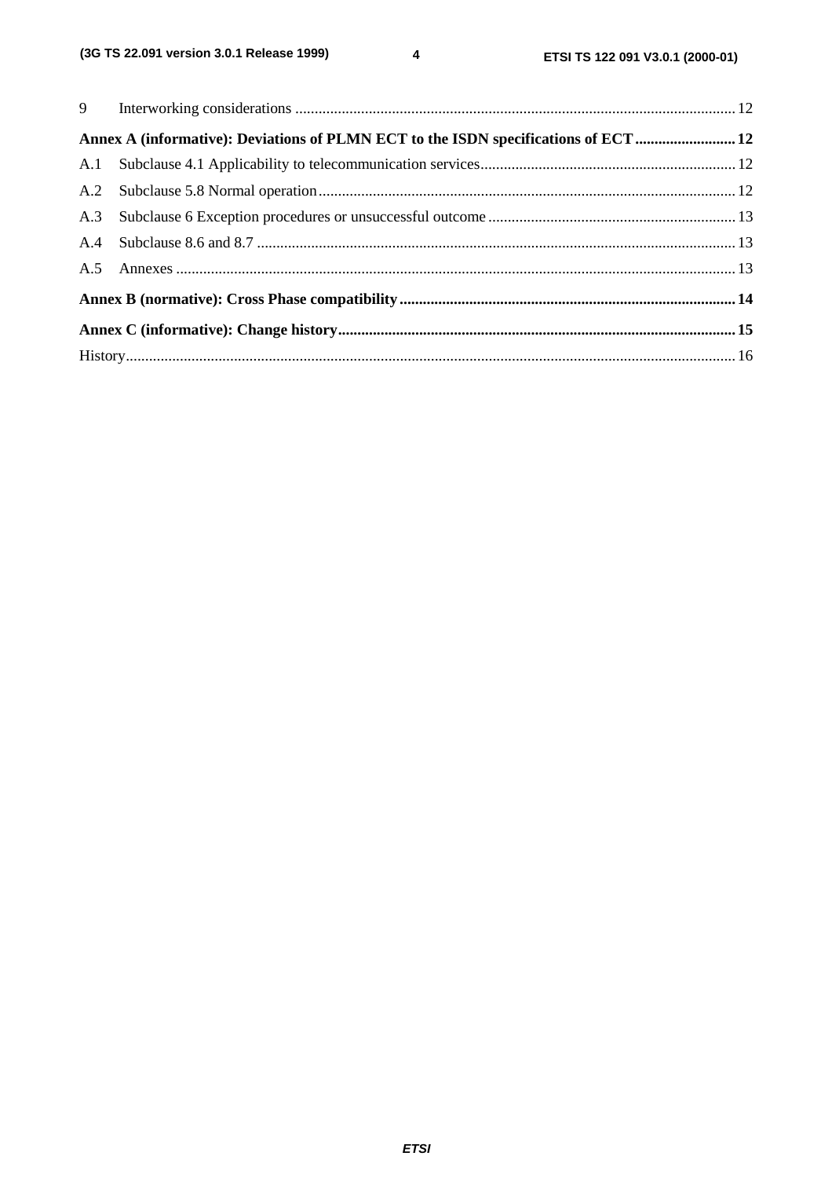9 Interworking considerations ..................................................................................................................... 12

**Annex A (informative): Deviations of PLMN ECT to the ISDN specifications of ECT .......................... 12**

A.1 Subclause 4.1 Applicability to telecommunication services................................................................. 12

A.2 Subclause 5.8 Normal operation.......................................................................................................... 12

A.3 Subclause 6 Exception procedures or unsuccessful outcome ................................................................ 13

A.4 Subclause 8.6 and 8.7 .......................................................................................................................... 13

A.5 Annexes ............................................................................................................................................... 13

**Annex B (normative): Cross Phase compatibility...................................................................................... 14**

**Annex C (informative): Change history...................................................................................................... 15**

History............................................................................................................................................................ 16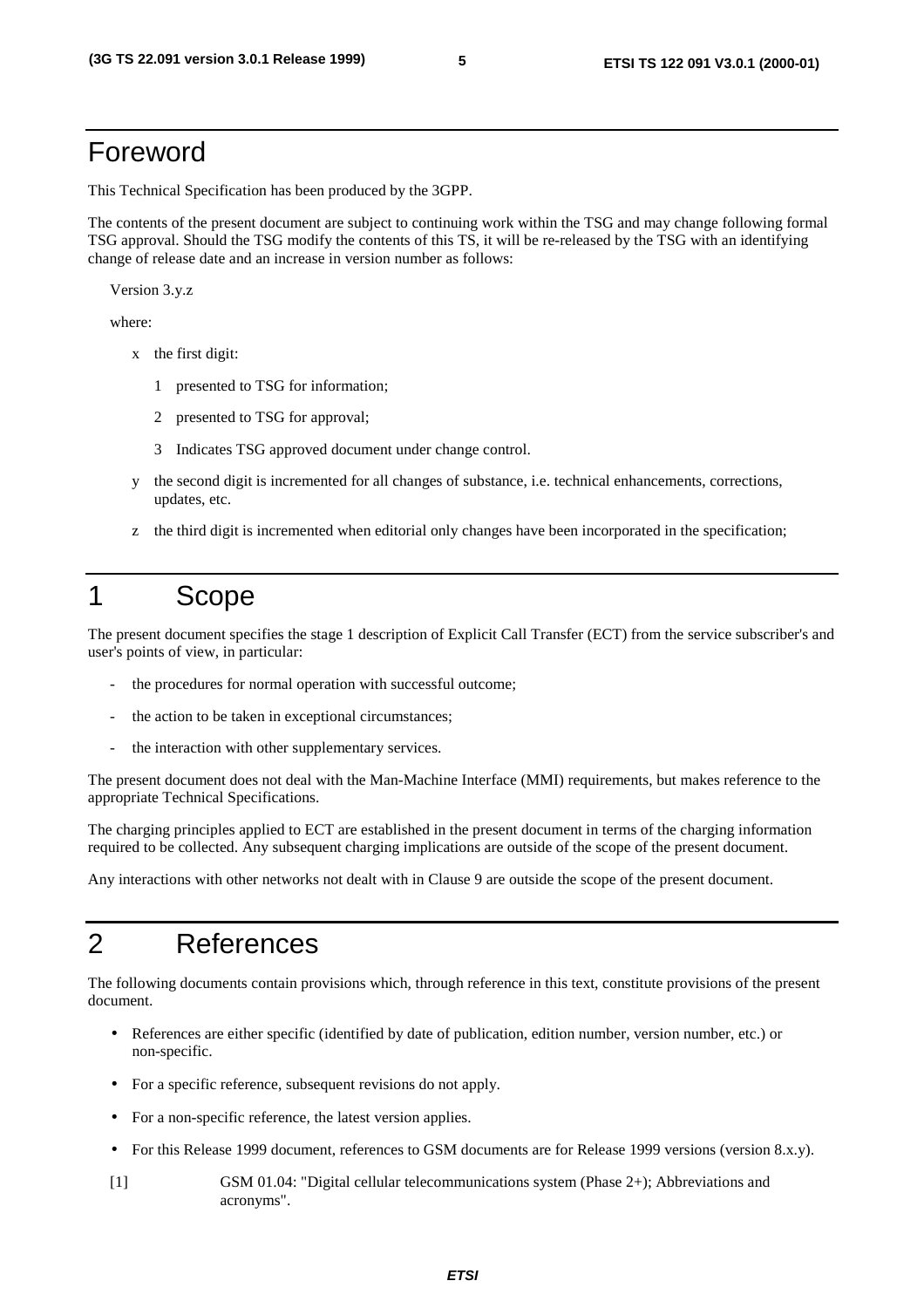# Foreword

This Technical Specification has been produced by the 3GPP.

The contents of the present document are subject to continuing work within the TSG and may change following formal TSG approval. Should the TSG modify the contents of this TS, it will be re-released by the TSG with an identifying change of release date and an increase in version number as follows:

Version 3.y.z

where:

- x the first digit:
  - 1 presented to TSG for information;
  - 2 presented to TSG for approval;
  - 3 Indicates TSG approved document under change control.
- y the second digit is incremented for all changes of substance, i.e. technical enhancements, corrections, updates, etc.
- z the third digit is incremented when editorial only changes have been incorporated in the specification;

# 1 Scope

The present document specifies the stage 1 description of Explicit Call Transfer (ECT) from the service subscriber's and user's points of view, in particular:

- the procedures for normal operation with successful outcome;
- the action to be taken in exceptional circumstances;
- the interaction with other supplementary services.

The present document does not deal with the Man-Machine Interface (MMI) requirements, but makes reference to the appropriate Technical Specifications.

The charging principles applied to ECT are established in the present document in terms of the charging information required to be collected. Any subsequent charging implications are outside of the scope of the present document.

Any interactions with other networks not dealt with in Clause 9 are outside the scope of the present document.

# 2 References

The following documents contain provisions which, through reference in this text, constitute provisions of the present document.

- References are either specific (identified by date of publication, edition number, version number, etc.) or non-specific.
- For a specific reference, subsequent revisions do not apply.
- For a non-specific reference, the latest version applies.
- For this Release 1999 document, references to GSM documents are for Release 1999 versions (version 8.x.y).

[1] GSM 01.04: "Digital cellular telecommunications system (Phase 2+); Abbreviations and acronyms".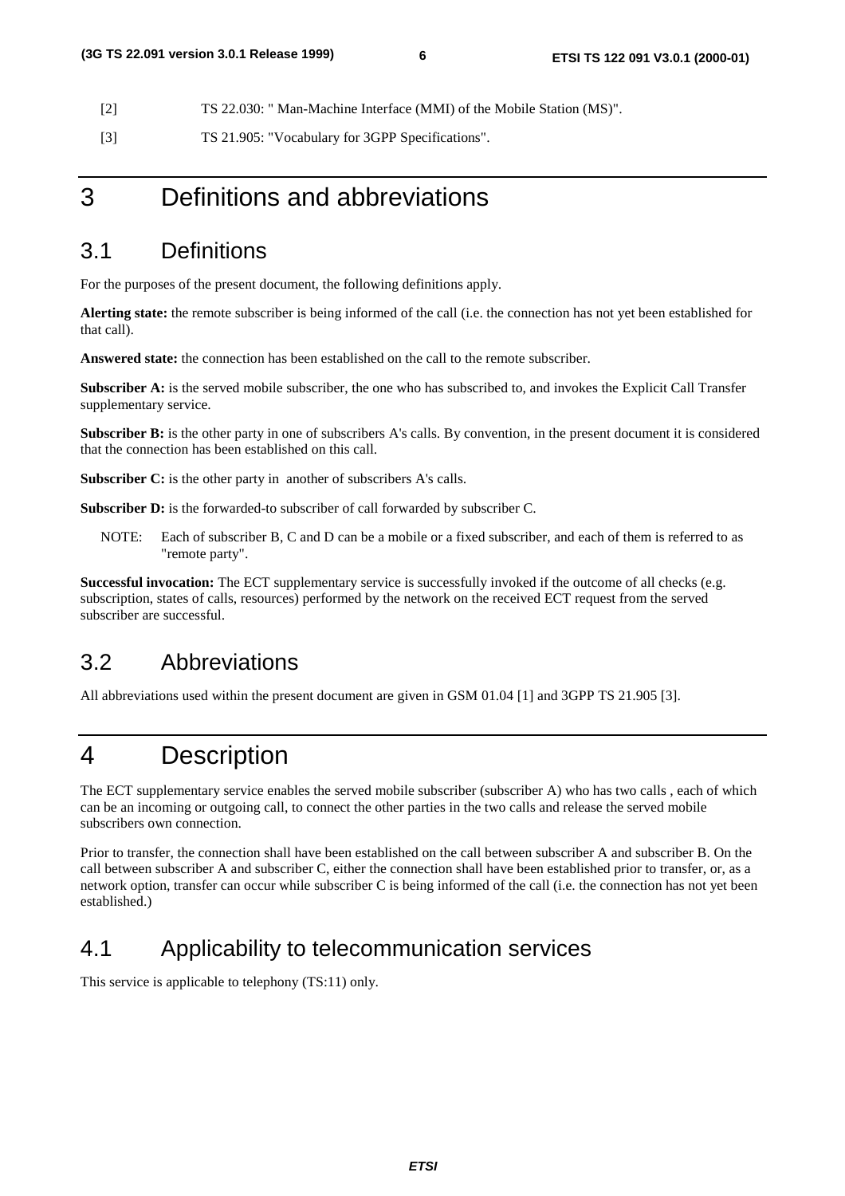[2] TS 22.030: " Man-Machine Interface (MMI) of the Mobile Station (MS)".

[3] TS 21.905: "Vocabulary for 3GPP Specifications".

# 3 Definitions and abbreviations

## 3.1 Definitions

For the purposes of the present document, the following definitions apply.

**Alerting state:** the remote subscriber is being informed of the call (i.e. the connection has not yet been established for that call).

**Answered state:** the connection has been established on the call to the remote subscriber.

**Subscriber A:** is the served mobile subscriber, the one who has subscribed to, and invokes the Explicit Call Transfer supplementary service.

**Subscriber B:** is the other party in one of subscribers A's calls. By convention, in the present document it is considered that the connection has been established on this call.

**Subscriber C:** is the other party in another of subscribers A's calls.

**Subscriber D:** is the forwarded-to subscriber of call forwarded by subscriber C.

NOTE: Each of subscriber B, C and D can be a mobile or a fixed subscriber, and each of them is referred to as "remote party".

**Successful invocation:** The ECT supplementary service is successfully invoked if the outcome of all checks (e.g. subscription, states of calls, resources) performed by the network on the received ECT request from the served subscriber are successful.

## 3.2 Abbreviations

All abbreviations used within the present document are given in GSM 01.04 [1] and 3GPP TS 21.905 [3].

# 4 Description

The ECT supplementary service enables the served mobile subscriber (subscriber A) who has two calls , each of which can be an incoming or outgoing call, to connect the other parties in the two calls and release the served mobile subscribers own connection.

Prior to transfer, the connection shall have been established on the call between subscriber A and subscriber B. On the call between subscriber A and subscriber C, either the connection shall have been established prior to transfer, or, as a network option, transfer can occur while subscriber C is being informed of the call (i.e. the connection has not yet been established.)

## 4.1 Applicability to telecommunication services

This service is applicable to telephony (TS:11) only.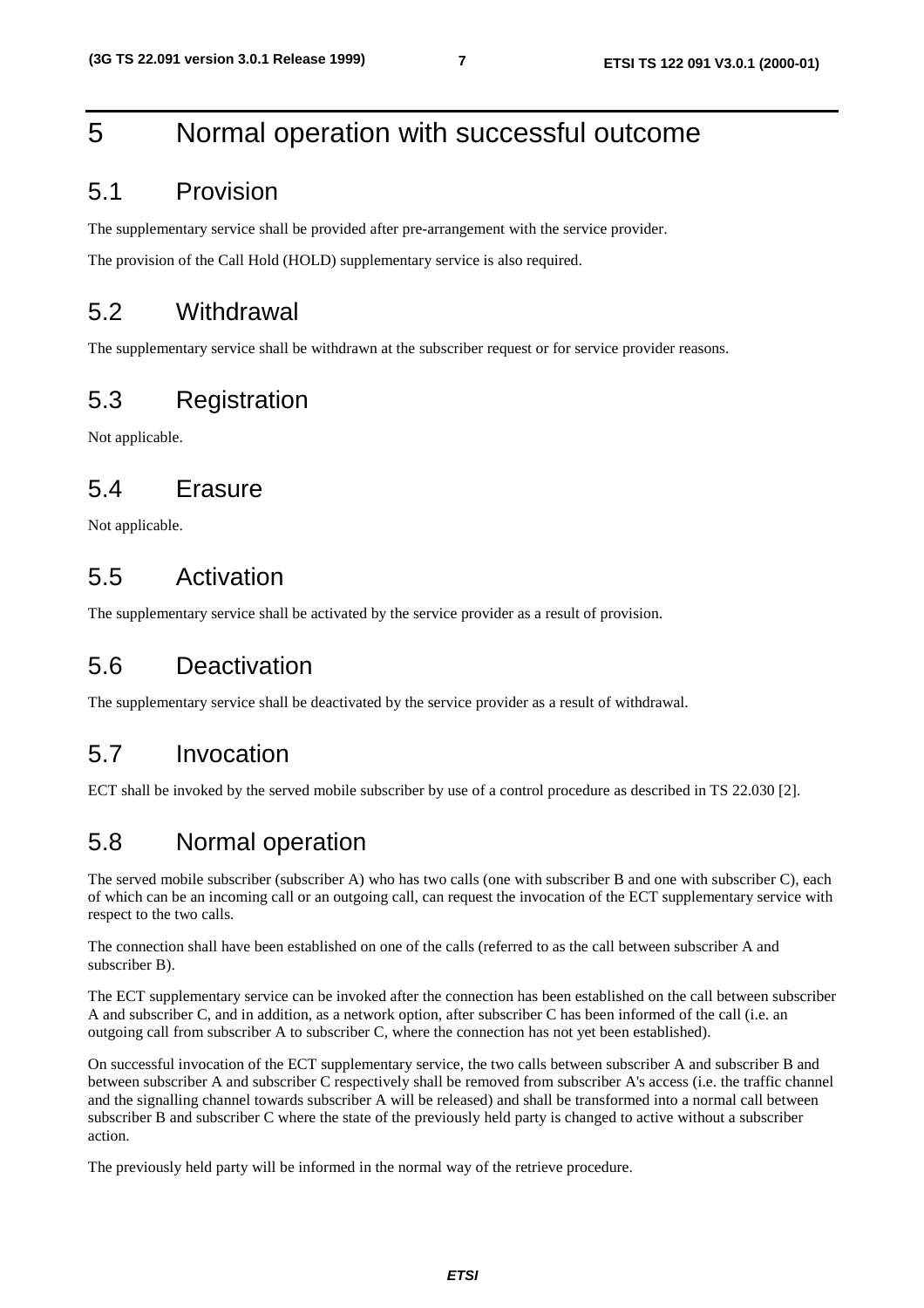# 5 Normal operation with successful outcome

## 5.1 Provision

The supplementary service shall be provided after pre-arrangement with the service provider.

The provision of the Call Hold (HOLD) supplementary service is also required.

## 5.2 Withdrawal

The supplementary service shall be withdrawn at the subscriber request or for service provider reasons.

## 5.3 Registration

Not applicable.

## 5.4 Erasure

Not applicable.

## 5.5 Activation

The supplementary service shall be activated by the service provider as a result of provision.

## 5.6 Deactivation

The supplementary service shall be deactivated by the service provider as a result of withdrawal.

## 5.7 Invocation

ECT shall be invoked by the served mobile subscriber by use of a control procedure as described in TS 22.030 [2].

## 5.8 Normal operation

The served mobile subscriber (subscriber A) who has two calls (one with subscriber B and one with subscriber C), each of which can be an incoming call or an outgoing call, can request the invocation of the ECT supplementary service with respect to the two calls.

The connection shall have been established on one of the calls (referred to as the call between subscriber A and subscriber B).

The ECT supplementary service can be invoked after the connection has been established on the call between subscriber A and subscriber C, and in addition, as a network option, after subscriber C has been informed of the call (i.e. an outgoing call from subscriber A to subscriber C, where the connection has not yet been established).

On successful invocation of the ECT supplementary service, the two calls between subscriber A and subscriber B and between subscriber A and subscriber C respectively shall be removed from subscriber A's access (i.e. the traffic channel and the signalling channel towards subscriber A will be released) and shall be transformed into a normal call between subscriber B and subscriber C where the state of the previously held party is changed to active without a subscriber action.

The previously held party will be informed in the normal way of the retrieve procedure.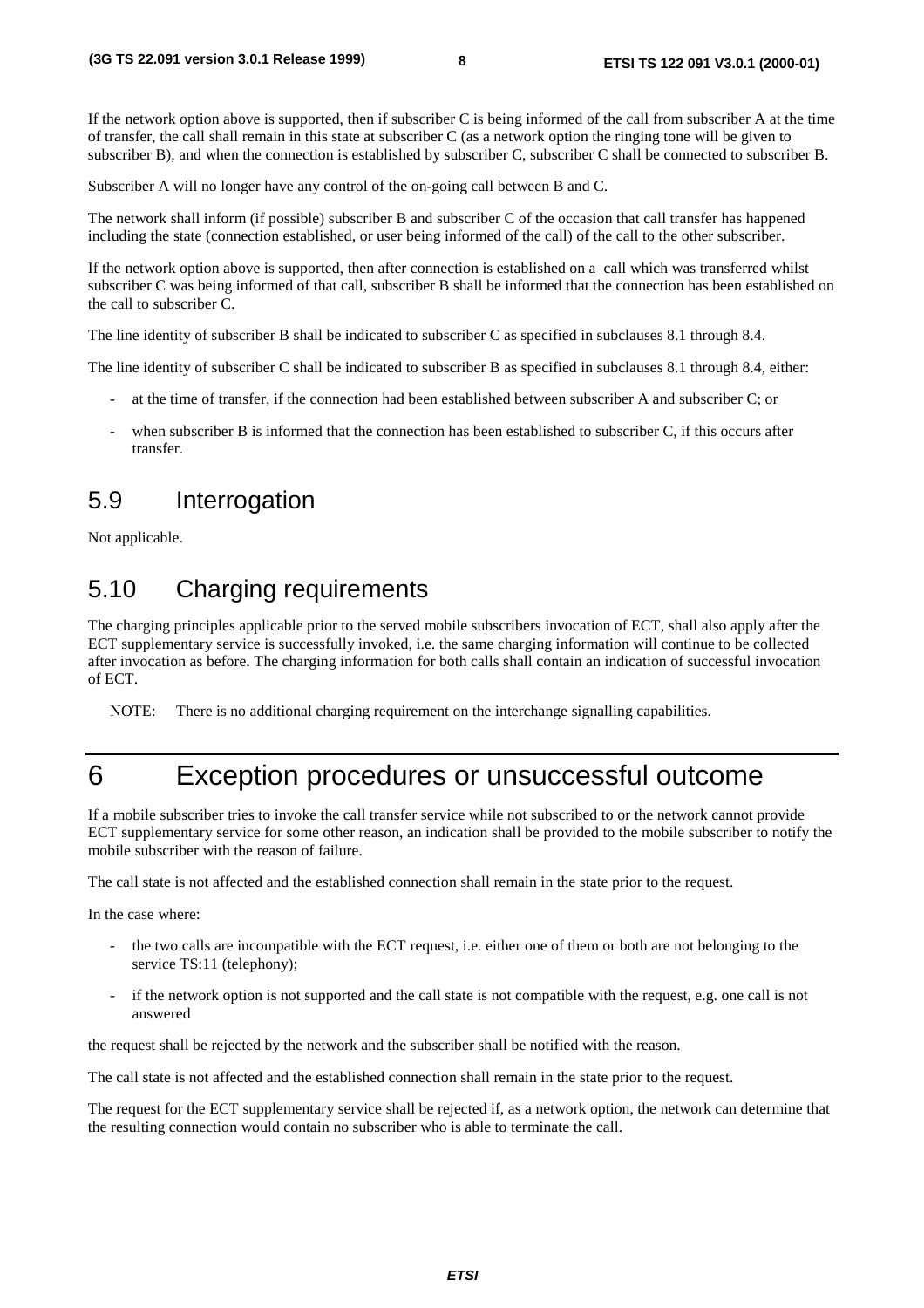If the network option above is supported, then if subscriber C is being informed of the call from subscriber A at the time of transfer, the call shall remain in this state at subscriber C (as a network option the ringing tone will be given to subscriber B), and when the connection is established by subscriber C, subscriber C shall be connected to subscriber B.

Subscriber A will no longer have any control of the on-going call between B and C.

The network shall inform (if possible) subscriber B and subscriber C of the occasion that call transfer has happened including the state (connection established, or user being informed of the call) of the call to the other subscriber.

If the network option above is supported, then after connection is established on a call which was transferred whilst subscriber C was being informed of that call, subscriber B shall be informed that the connection has been established on the call to subscriber C.

The line identity of subscriber B shall be indicated to subscriber C as specified in subclauses 8.1 through 8.4.

The line identity of subscriber C shall be indicated to subscriber B as specified in subclauses 8.1 through 8.4, either:

- at the time of transfer, if the connection had been established between subscriber A and subscriber C; or
- when subscriber B is informed that the connection has been established to subscriber C, if this occurs after transfer.

## 5.9 Interrogation

Not applicable.

## 5.10 Charging requirements

The charging principles applicable prior to the served mobile subscribers invocation of ECT, shall also apply after the ECT supplementary service is successfully invoked, i.e. the same charging information will continue to be collected after invocation as before. The charging information for both calls shall contain an indication of successful invocation of ECT.

NOTE: There is no additional charging requirement on the interchange signalling capabilities.

# 6 Exception procedures or unsuccessful outcome

If a mobile subscriber tries to invoke the call transfer service while not subscribed to or the network cannot provide ECT supplementary service for some other reason, an indication shall be provided to the mobile subscriber to notify the mobile subscriber with the reason of failure.

The call state is not affected and the established connection shall remain in the state prior to the request.

In the case where:

- the two calls are incompatible with the ECT request, i.e. either one of them or both are not belonging to the service TS:11 (telephony);
- if the network option is not supported and the call state is not compatible with the request, e.g. one call is not answered

the request shall be rejected by the network and the subscriber shall be notified with the reason.

The call state is not affected and the established connection shall remain in the state prior to the request.

The request for the ECT supplementary service shall be rejected if, as a network option, the network can determine that the resulting connection would contain no subscriber who is able to terminate the call.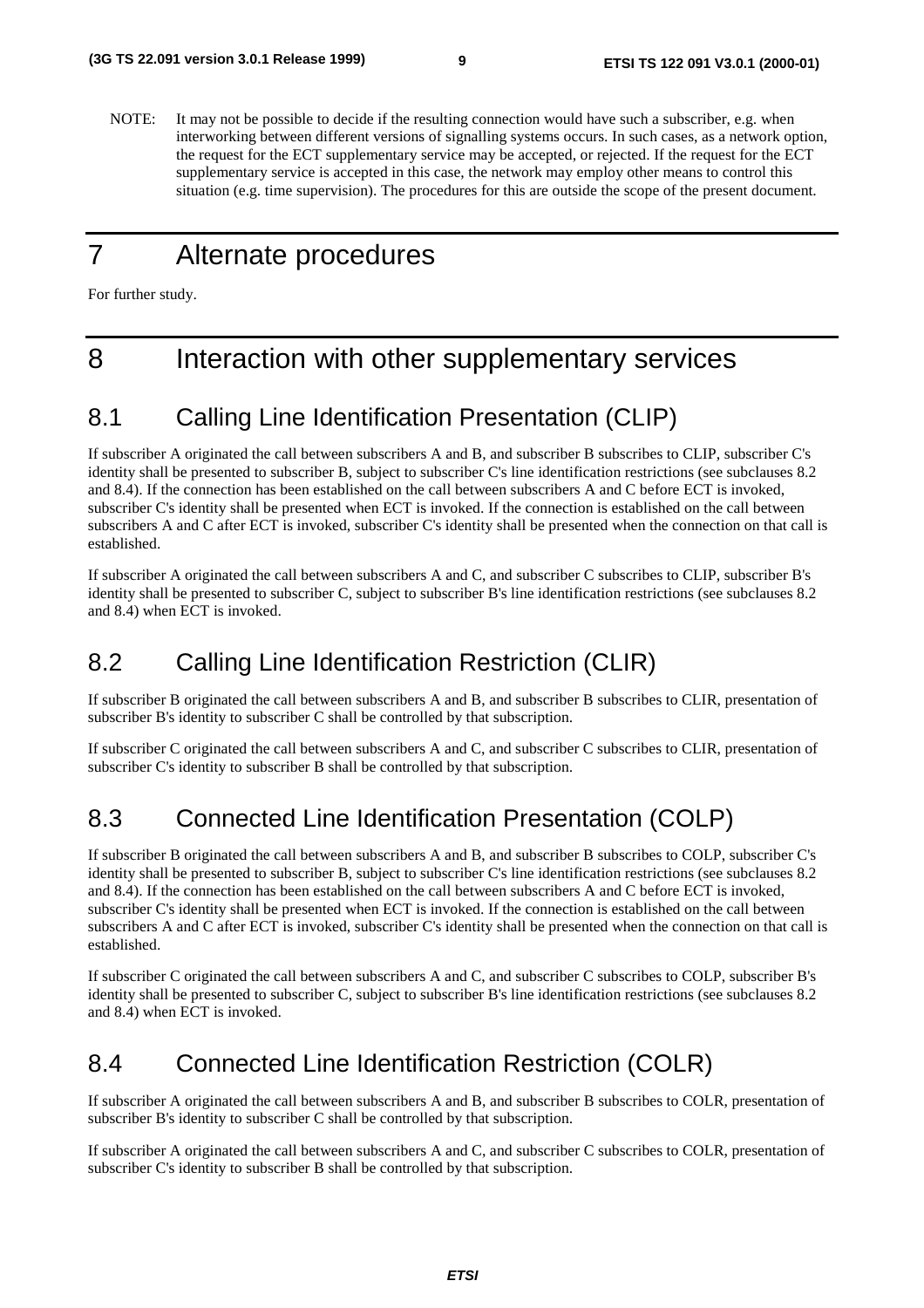NOTE: It may not be possible to decide if the resulting connection would have such a subscriber, e.g. when interworking between different versions of signalling systems occurs. In such cases, as a network option, the request for the ECT supplementary service may be accepted, or rejected. If the request for the ECT supplementary service is accepted in this case, the network may employ other means to control this situation (e.g. time supervision). The procedures for this are outside the scope of the present document.

# 7 Alternate procedures

For further study.

# 8 Interaction with other supplementary services

## 8.1 Calling Line Identification Presentation (CLIP)

If subscriber A originated the call between subscribers A and B, and subscriber B subscribes to CLIP, subscriber C's identity shall be presented to subscriber B, subject to subscriber C's line identification restrictions (see subclauses 8.2 and 8.4). If the connection has been established on the call between subscribers A and C before ECT is invoked, subscriber C's identity shall be presented when ECT is invoked. If the connection is established on the call between subscribers A and C after ECT is invoked, subscriber C's identity shall be presented when the connection on that call is established.

If subscriber A originated the call between subscribers A and C, and subscriber C subscribes to CLIP, subscriber B's identity shall be presented to subscriber C, subject to subscriber B's line identification restrictions (see subclauses 8.2 and 8.4) when ECT is invoked.

## 8.2 Calling Line Identification Restriction (CLIR)

If subscriber B originated the call between subscribers A and B, and subscriber B subscribes to CLIR, presentation of subscriber B's identity to subscriber C shall be controlled by that subscription.

If subscriber C originated the call between subscribers A and C, and subscriber C subscribes to CLIR, presentation of subscriber C's identity to subscriber B shall be controlled by that subscription.

## 8.3 Connected Line Identification Presentation (COLP)

If subscriber B originated the call between subscribers A and B, and subscriber B subscribes to COLP, subscriber C's identity shall be presented to subscriber B, subject to subscriber C's line identification restrictions (see subclauses 8.2 and 8.4). If the connection has been established on the call between subscribers A and C before ECT is invoked, subscriber C's identity shall be presented when ECT is invoked. If the connection is established on the call between subscribers A and C after ECT is invoked, subscriber C's identity shall be presented when the connection on that call is established.

If subscriber C originated the call between subscribers A and C, and subscriber C subscribes to COLP, subscriber B's identity shall be presented to subscriber C, subject to subscriber B's line identification restrictions (see subclauses 8.2 and 8.4) when ECT is invoked.

## 8.4 Connected Line Identification Restriction (COLR)

If subscriber A originated the call between subscribers A and B, and subscriber B subscribes to COLR, presentation of subscriber B's identity to subscriber C shall be controlled by that subscription.

If subscriber A originated the call between subscribers A and C, and subscriber C subscribes to COLR, presentation of subscriber C's identity to subscriber B shall be controlled by that subscription.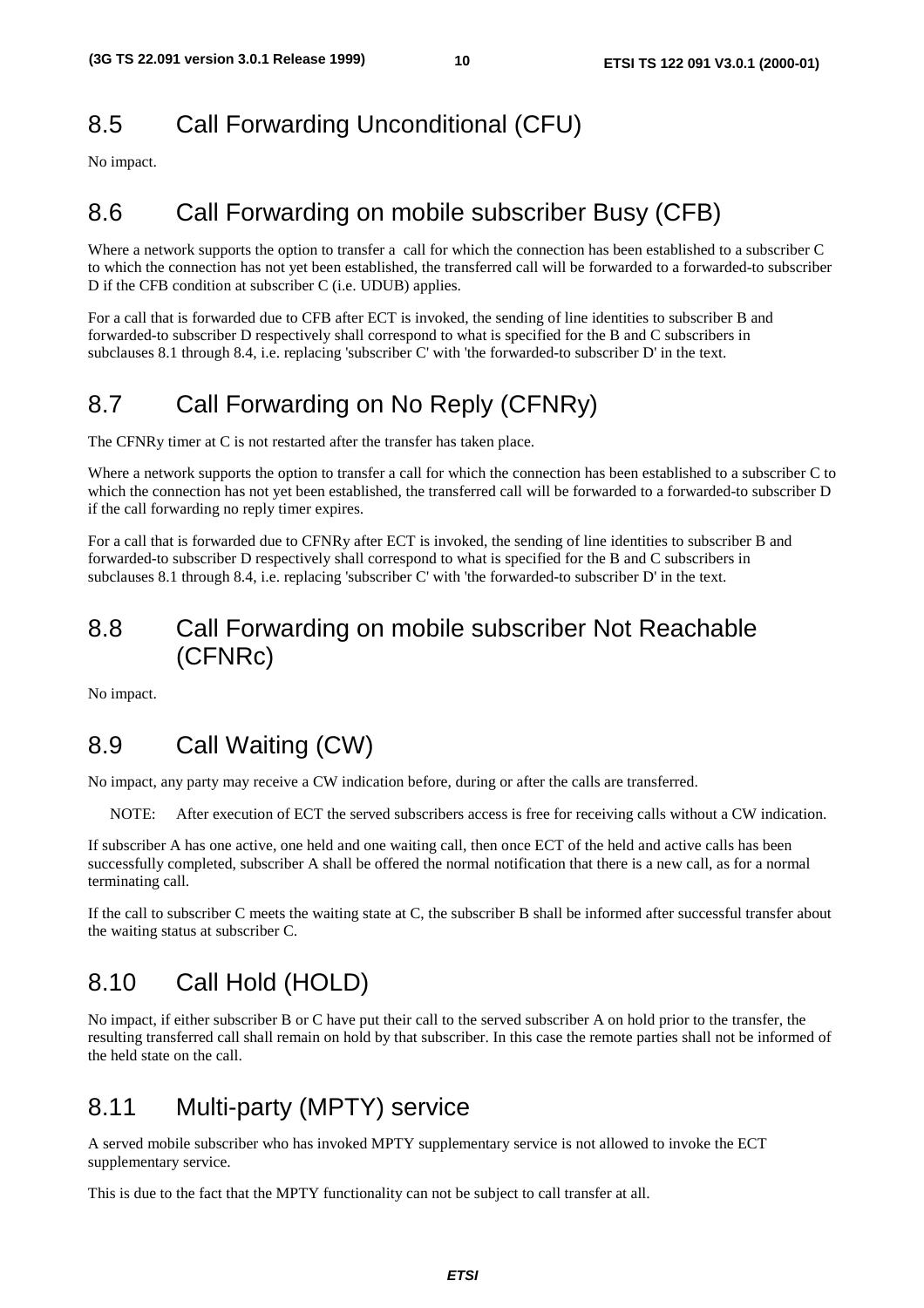## 8.5 Call Forwarding Unconditional (CFU)

No impact.

## 8.6 Call Forwarding on mobile subscriber Busy (CFB)

Where a network supports the option to transfer a call for which the connection has been established to a subscriber C to which the connection has not yet been established, the transferred call will be forwarded to a forwarded-to subscriber D if the CFB condition at subscriber C (i.e. UDUB) applies.

For a call that is forwarded due to CFB after ECT is invoked, the sending of line identities to subscriber B and forwarded-to subscriber D respectively shall correspond to what is specified for the B and C subscribers in subclauses 8.1 through 8.4, i.e. replacing 'subscriber C' with 'the forwarded-to subscriber D' in the text.

## 8.7 Call Forwarding on No Reply (CFNRy)

The CFNRy timer at C is not restarted after the transfer has taken place.

Where a network supports the option to transfer a call for which the connection has been established to a subscriber C to which the connection has not yet been established, the transferred call will be forwarded to a forwarded-to subscriber D if the call forwarding no reply timer expires.

For a call that is forwarded due to CFNRy after ECT is invoked, the sending of line identities to subscriber B and forwarded-to subscriber D respectively shall correspond to what is specified for the B and C subscribers in subclauses 8.1 through 8.4, i.e. replacing 'subscriber C' with 'the forwarded-to subscriber D' in the text.

## 8.8 Call Forwarding on mobile subscriber Not Reachable (CFNRc)

No impact.

## 8.9 Call Waiting (CW)

No impact, any party may receive a CW indication before, during or after the calls are transferred.

NOTE: After execution of ECT the served subscribers access is free for receiving calls without a CW indication.

If subscriber A has one active, one held and one waiting call, then once ECT of the held and active calls has been successfully completed, subscriber A shall be offered the normal notification that there is a new call, as for a normal terminating call.

If the call to subscriber C meets the waiting state at C, the subscriber B shall be informed after successful transfer about the waiting status at subscriber C.

## 8.10 Call Hold (HOLD)

No impact, if either subscriber B or C have put their call to the served subscriber A on hold prior to the transfer, the resulting transferred call shall remain on hold by that subscriber. In this case the remote parties shall not be informed of the held state on the call.

## 8.11 Multi-party (MPTY) service

A served mobile subscriber who has invoked MPTY supplementary service is not allowed to invoke the ECT supplementary service.

This is due to the fact that the MPTY functionality can not be subject to call transfer at all.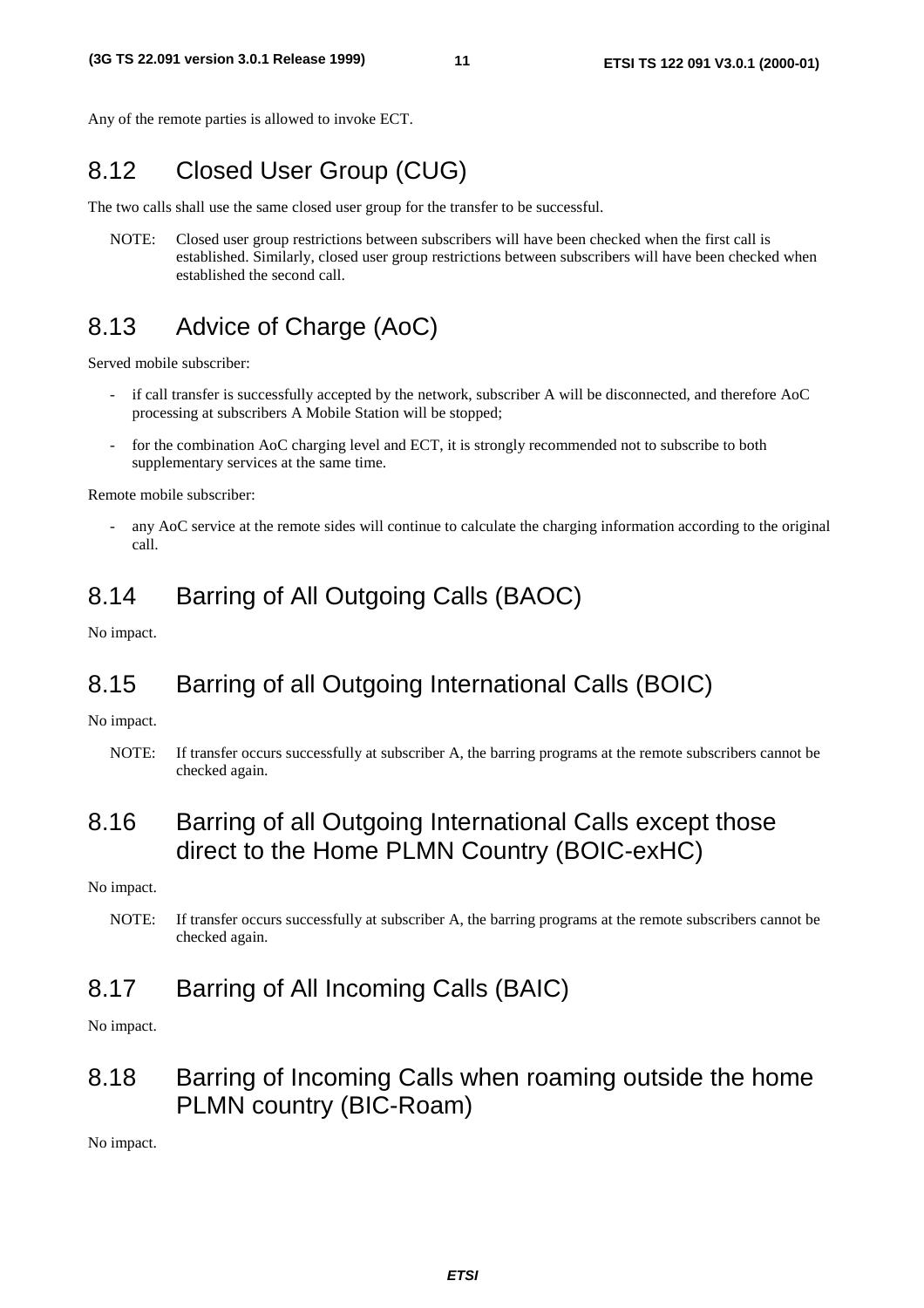Any of the remote parties is allowed to invoke ECT.

## 8.12 Closed User Group (CUG)

The two calls shall use the same closed user group for the transfer to be successful.

NOTE: Closed user group restrictions between subscribers will have been checked when the first call is established. Similarly, closed user group restrictions between subscribers will have been checked when established the second call.

## 8.13 Advice of Charge (AoC)

Served mobile subscriber:

- if call transfer is successfully accepted by the network, subscriber A will be disconnected, and therefore AoC processing at subscribers A Mobile Station will be stopped;
- for the combination AoC charging level and ECT, it is strongly recommended not to subscribe to both supplementary services at the same time.

Remote mobile subscriber:

- any AoC service at the remote sides will continue to calculate the charging information according to the original call.

## 8.14 Barring of All Outgoing Calls (BAOC)

No impact.

## 8.15 Barring of all Outgoing International Calls (BOIC)

No impact.

NOTE: If transfer occurs successfully at subscriber A, the barring programs at the remote subscribers cannot be checked again.

## 8.16 Barring of all Outgoing International Calls except those direct to the Home PLMN Country (BOIC-exHC)

No impact.

NOTE: If transfer occurs successfully at subscriber A, the barring programs at the remote subscribers cannot be checked again.

## 8.17 Barring of All Incoming Calls (BAIC)

No impact.

## 8.18 Barring of Incoming Calls when roaming outside the home PLMN country (BIC-Roam)

No impact.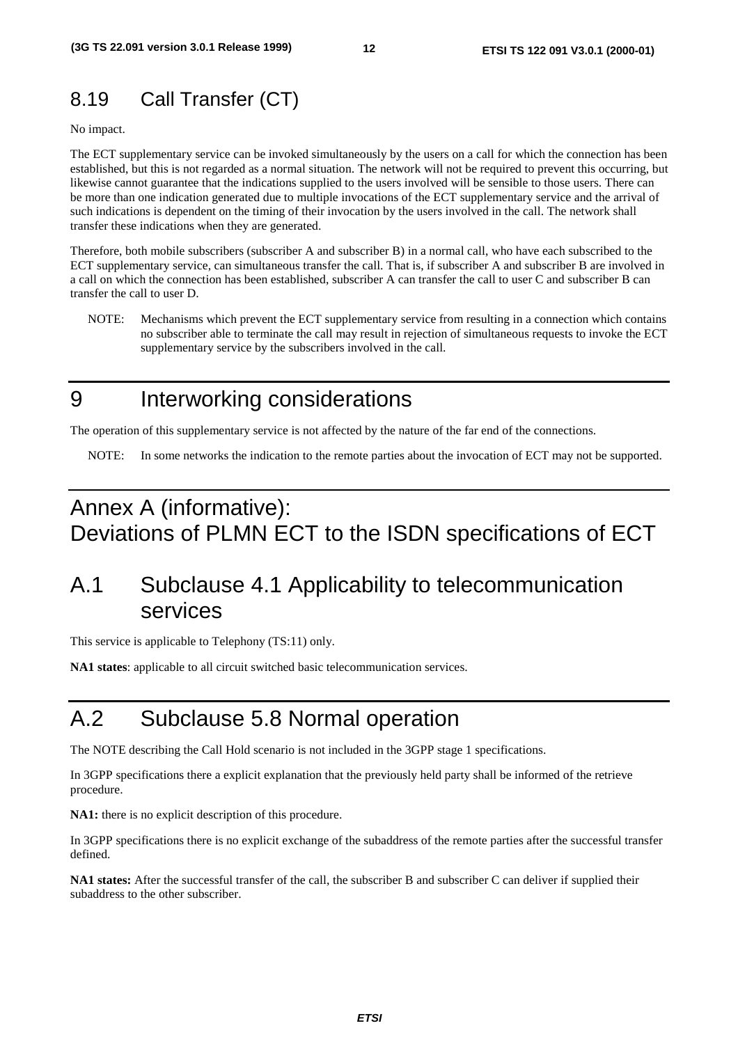## 8.19 Call Transfer (CT)

No impact.

The ECT supplementary service can be invoked simultaneously by the users on a call for which the connection has been established, but this is not regarded as a normal situation. The network will not be required to prevent this occurring, but likewise cannot guarantee that the indications supplied to the users involved will be sensible to those users. There can be more than one indication generated due to multiple invocations of the ECT supplementary service and the arrival of such indications is dependent on the timing of their invocation by the users involved in the call. The network shall transfer these indications when they are generated.

Therefore, both mobile subscribers (subscriber A and subscriber B) in a normal call, who have each subscribed to the ECT supplementary service, can simultaneous transfer the call. That is, if subscriber A and subscriber B are involved in a call on which the connection has been established, subscriber A can transfer the call to user C and subscriber B can transfer the call to user D.

NOTE: Mechanisms which prevent the ECT supplementary service from resulting in a connection which contains no subscriber able to terminate the call may result in rejection of simultaneous requests to invoke the ECT supplementary service by the subscribers involved in the call.

# 9 Interworking considerations

The operation of this supplementary service is not affected by the nature of the far end of the connections.

NOTE: In some networks the indication to the remote parties about the invocation of ECT may not be supported.

# Annex A (informative): Deviations of PLMN ECT to the ISDN specifications of ECT

## A.1 Subclause 4.1 Applicability to telecommunication services

This service is applicable to Telephony (TS:11) only.

**NA1 states**: applicable to all circuit switched basic telecommunication services.

## A.2 Subclause 5.8 Normal operation

The NOTE describing the Call Hold scenario is not included in the 3GPP stage 1 specifications.

In 3GPP specifications there a explicit explanation that the previously held party shall be informed of the retrieve procedure.

**NA1:** there is no explicit description of this procedure.

In 3GPP specifications there is no explicit exchange of the subaddress of the remote parties after the successful transfer defined.

**NA1 states:** After the successful transfer of the call, the subscriber B and subscriber C can deliver if supplied their subaddress to the other subscriber.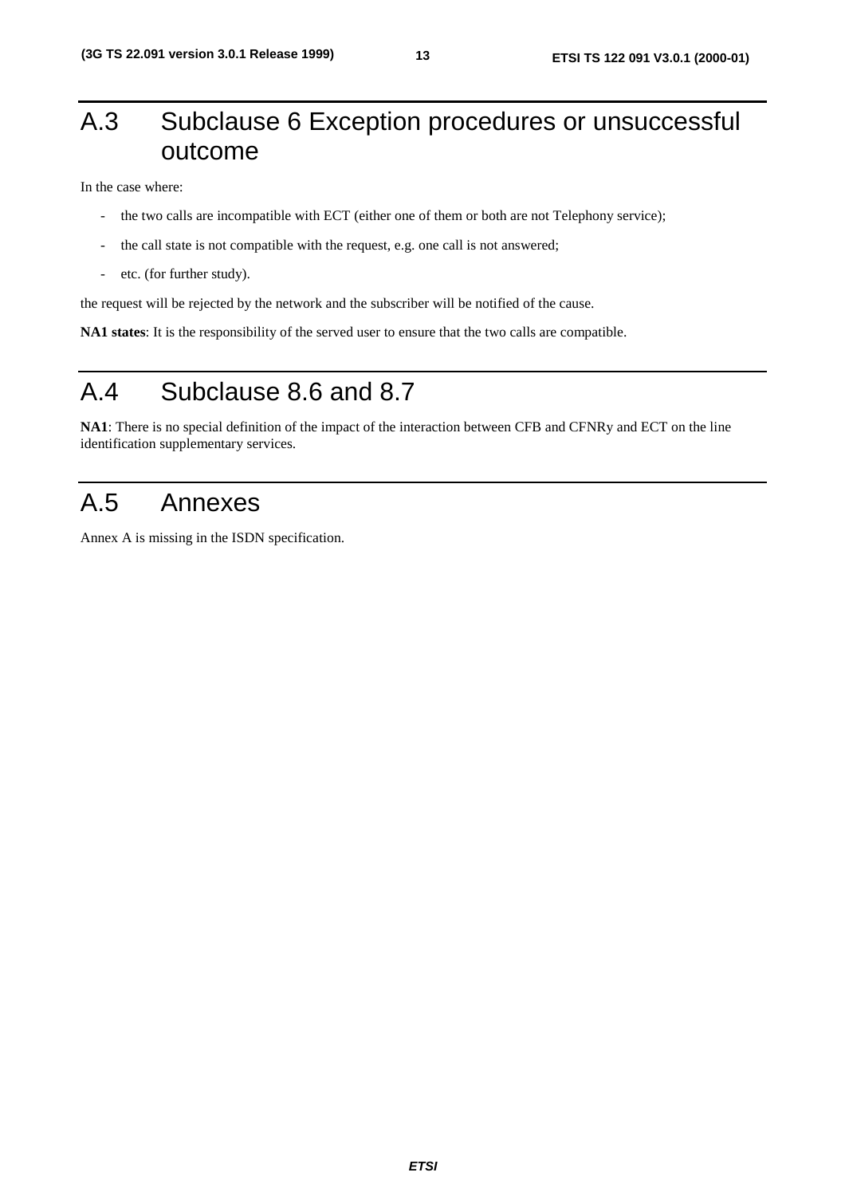# A.3 Subclause 6 Exception procedures or unsuccessful outcome

In the case where:

- the two calls are incompatible with ECT (either one of them or both are not Telephony service);
- the call state is not compatible with the request, e.g. one call is not answered;
- etc. (for further study).

the request will be rejected by the network and the subscriber will be notified of the cause.

**NA1 states**: It is the responsibility of the served user to ensure that the two calls are compatible.

# A.4 Subclause 8.6 and 8.7

**NA1**: There is no special definition of the impact of the interaction between CFB and CFNRy and ECT on the line identification supplementary services.

# A.5 Annexes

Annex A is missing in the ISDN specification.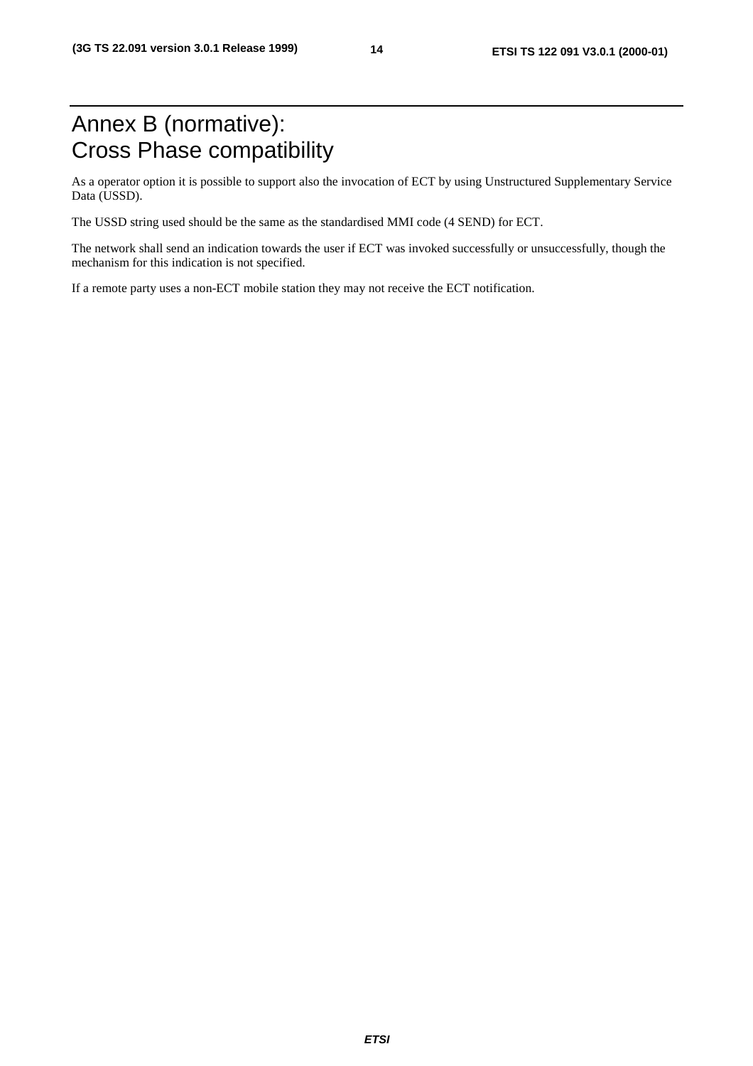# Annex B (normative): Cross Phase compatibility

As a operator option it is possible to support also the invocation of ECT by using Unstructured Supplementary Service Data (USSD).

The USSD string used should be the same as the standardised MMI code (4 SEND) for ECT.

The network shall send an indication towards the user if ECT was invoked successfully or unsuccessfully, though the mechanism for this indication is not specified.

If a remote party uses a non-ECT mobile station they may not receive the ECT notification.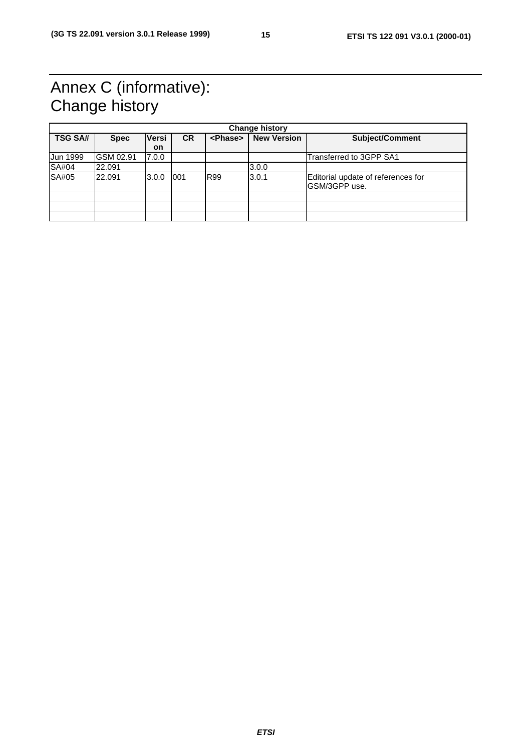# Annex C (informative): Change history

| Change history | | | | | | |
|---|---|---|---|---|---|---|
| **TSG SA#** | **Spec** | **Version** | **CR** | **<Phase>** | **New Version** | **Subject/Comment** |
| Jun 1999 | GSM 02.91 | 7.0.0 | | | | Transferred to 3GPP SA1 |
| SA#04 | 22.091 | | | | 3.0.0 | |
| SA#05 | 22.091 | 3.0.0 | 001 | R99 | 3.0.1 | Editorial update of references for GSM/3GPP use. |
| | | | | | | |
| | | | | | | |
| | | | | | | |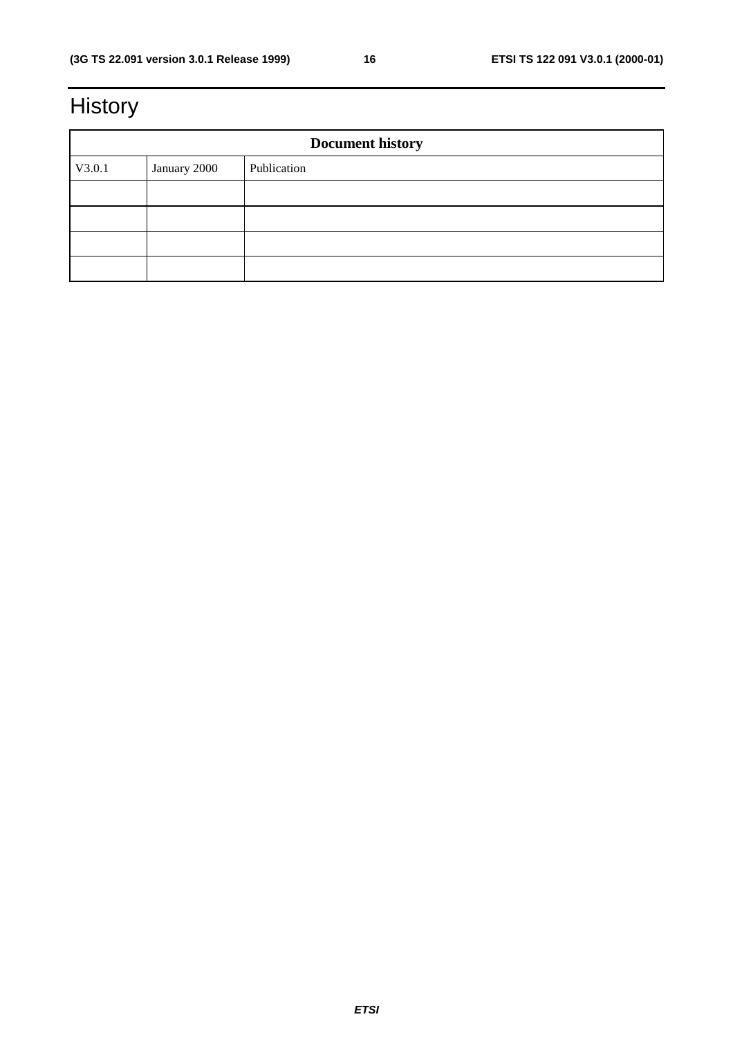# History

| Document history | | |
|---|---|---|
| V3.0.1 | January 2000 | Publication |
| | | |
| | | |
| | | |
| | | |